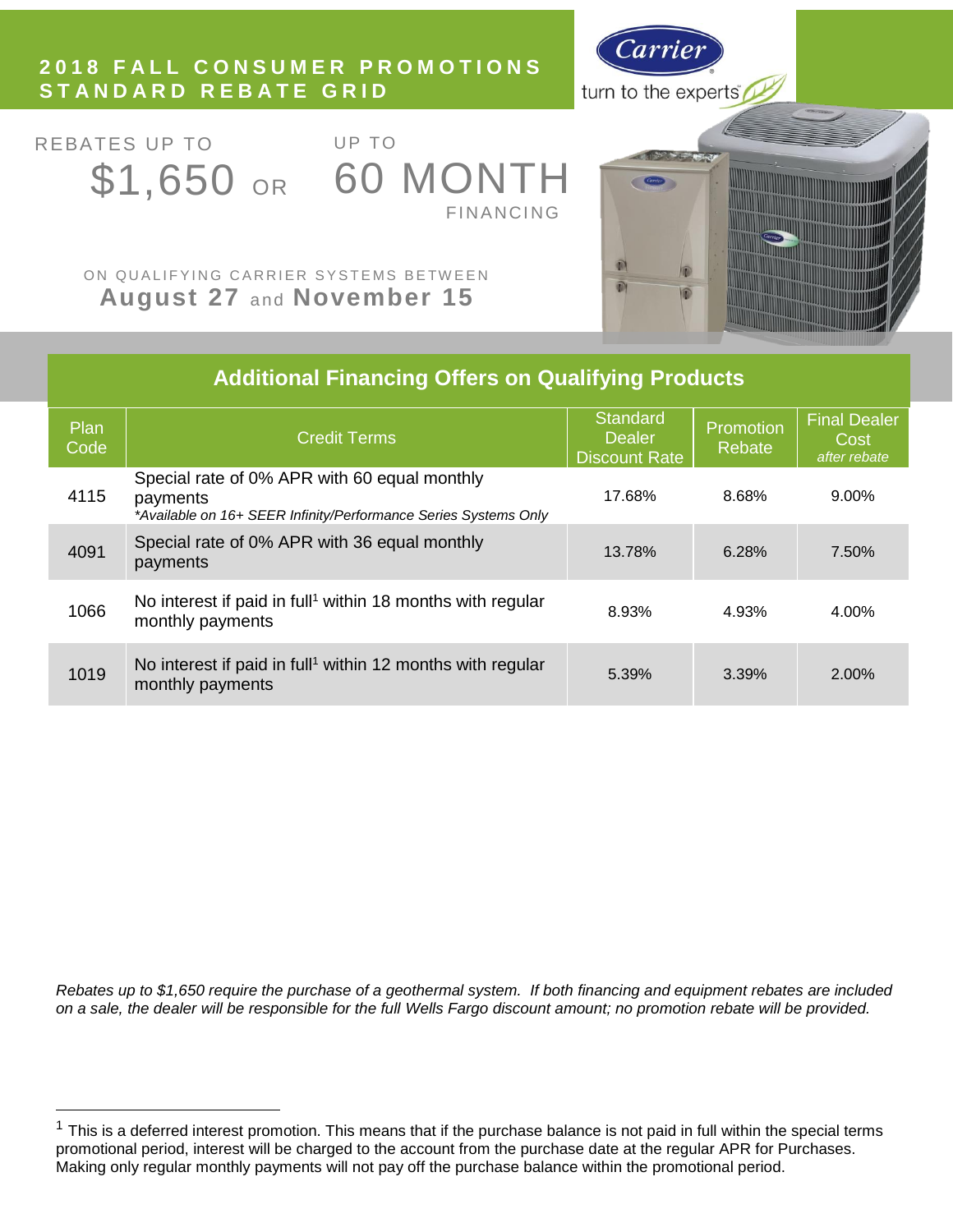# 2018 FALL CONSUMER PROMOTIONS STANDARD REBATE GRID

Carrier

turn to the experts

REBATES UP TO **$1,650** OR UP TO **60 MONTH** FINANCING

ON QUALIFYING CARRIER SYSTEMS BETWEEN **August 27** and **November 15**

## Additional Financing Offers on Qualifying Products

| Plan Code | Credit Terms | Standard Dealer Discount Rate | Promotion Rebate | Final Dealer Cost *after rebate* |
|---|---|---|---|---|
| 4115 | Special rate of 0% APR with 60 equal monthly payments *\*Available on 16+ SEER Infinity/Performance Series Systems Only* | 17.68% | 8.68% | 9.00% |
| 4091 | Special rate of 0% APR with 36 equal monthly payments | 13.78% | 6.28% | 7.50% |
| 1066 | No interest if paid in full[1] within 18 months with regular monthly payments | 8.93% | 4.93% | 4.00% |
| 1019 | No interest if paid in full[1] within 12 months with regular monthly payments | 5.39% | 3.39% | 2.00% |

*Rebates up to $1,650 require the purchase of a geothermal system. If both financing and equipment rebates are included on a sale, the dealer will be responsible for the full Wells Fargo discount amount; no promotion rebate will be provided.*

[1] This is a deferred interest promotion. This means that if the purchase balance is not paid in full within the special terms promotional period, interest will be charged to the account from the purchase date at the regular APR for Purchases. Making only regular monthly payments will not pay off the purchase balance within the promotional period.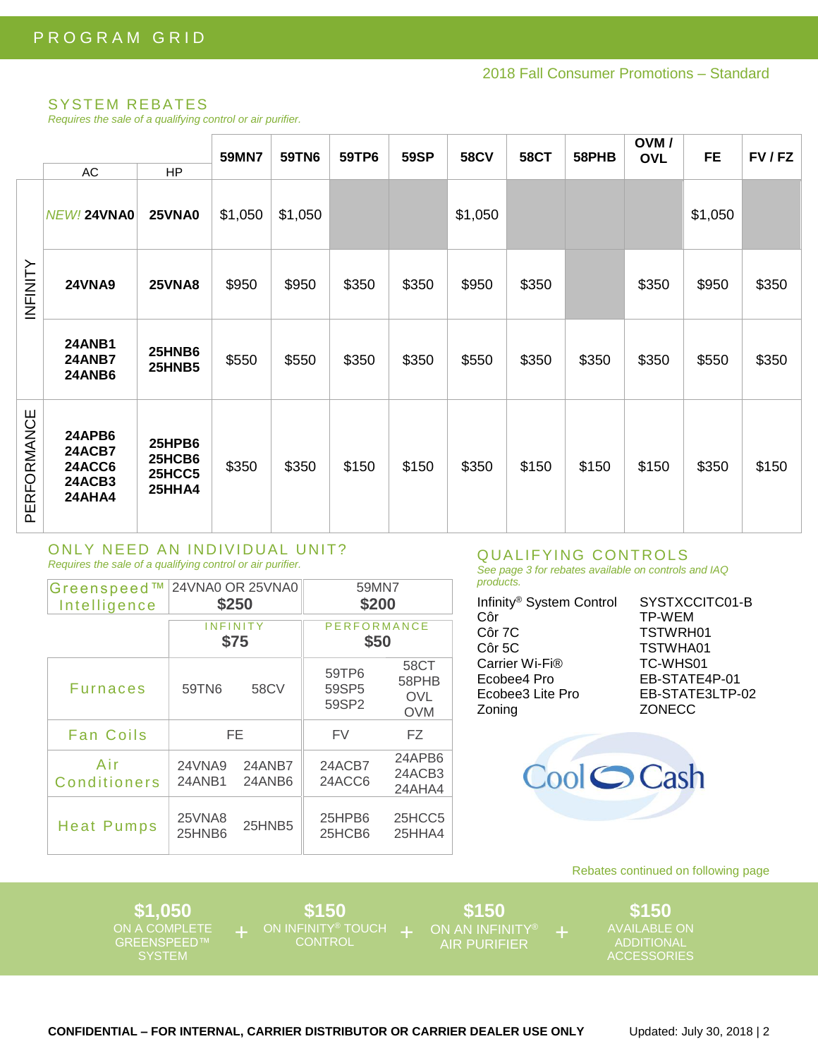# PROGRAM GRID

2018 Fall Consumer Promotions – Standard

## SYSTEM REBATES

*Requires the sale of a qualifying control or air purifier.*

| | AC | HP | 59MN7 | 59TN6 | 59TP6 | 59SP | 58CV | 58CT | 58PHB | OVM / OVL | FE | FV / FZ |
|---|---|---|---|---|---|---|---|---|---|---|---|---|
| INFINITY | *NEW!* **24VNA0** | **25VNA0** | $1,050 | $1,050 | | | $1,050 | | | | $1,050 | |
| INFINITY | **24VNA9** | **25VNA8** | $950 | $950 | $350 | $350 | $950 | $350 | | $350 | $950 | $350 |
| INFINITY | **24ANB1 24ANB7 24ANB6** | **25HNB6 25HNB5** | $550 | $550 | $350 | $350 | $550 | $350 | $350 | $350 | $550 | $350 |
| PERFORMANCE | **24APB6 24ACB7 24ACC6 24ACB3 24AHA4** | **25HPB6 25HCB6 25HCC5 25HHA4** | $350 | $350 | $150 | $150 | $350 | $150 | $150 | $150 | $350 | $150 |

## ONLY NEED AN INDIVIDUAL UNIT?

*Requires the sale of a qualifying control or air purifier.*

| Greenspeed™ Intelligence | 24VNA0 OR 25VNA0 **$250** | | 59MN7 **$200** | |
|---|---|---|---|---|
| | INFINITY **$75** | | PERFORMANCE **$50** | |
| Furnaces | 59TN6 | 58CV | 59TP6 59SP5 59SP2 | 58CT 58PHB OVL OVM |
| Fan Coils | FE | | FV | FZ |
| Air Conditioners | 24VNA9 24ANB1 | 24ANB7 24ANB6 | 24ACB7 24ACC6 | 24APB6 24ACB3 24AHA4 |
| Heat Pumps | 25VNA8 25HNB6 | 25HNB5 | 25HPB6 25HCB6 | 25HCC5 25HHA4 |

## QUALIFYING CONTROLS

*See page 3 for rebates available on controls and IAQ products.*

| | |
|---|---|
| Infinity® System Control | SYSTXCCITC01-B |
| Côr | TP-WEM |
| Côr 7C | TSTWRH01 |
| Côr 5C | TSTWHA01 |
| Carrier Wi-Fi® | TC-WHS01 |
| Ecobee4 Pro | EB-STATE4P-01 |
| Ecobee3 Lite Pro | EB-STATE3LTP-02 |
| Zoning | ZONECC |

Cool Cash

Rebates continued on following page

**$1,050** ON A COMPLETE GREENSPEED™ SYSTEM + **$150** ON INFINITY® TOUCH CONTROL + **$150** ON AN INFINITY® AIR PURIFIER + **$150** AVAILABLE ON ADDITIONAL ACCESSORIES

**CONFIDENTIAL – FOR INTERNAL, CARRIER DISTRIBUTOR OR CARRIER DEALER USE ONLY**

Updated: July 30, 2018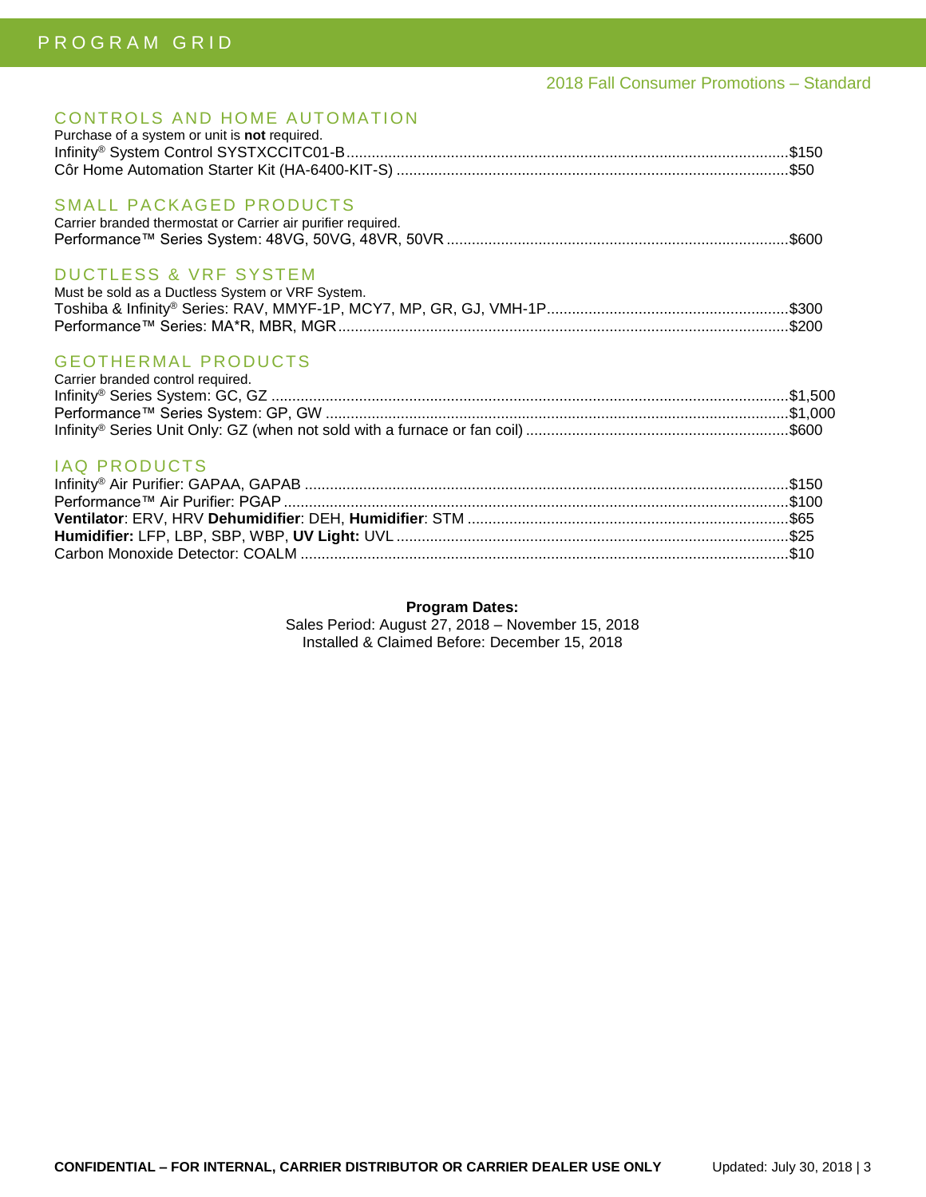# PROGRAM GRID

2018 Fall Consumer Promotions – Standard

## CONTROLS AND HOME AUTOMATION

Purchase of a system or unit is **not** required.

Infinity® System Control SYSTXCCITC01-B..........$150
Côr Home Automation Starter Kit (HA-6400-KIT-S)..........$50

## SMALL PACKAGED PRODUCTS

Carrier branded thermostat or Carrier air purifier required.

Performance™ Series System: 48VG, 50VG, 48VR, 50VR..........$600

## DUCTLESS & VRF SYSTEM

Must be sold as a Ductless System or VRF System.

Toshiba & Infinity® Series: RAV, MMYF-1P, MCY7, MP, GR, GJ, VMH-1P..........$300
Performance™ Series: MA*R, MBR, MGR..........$200

## GEOTHERMAL PRODUCTS

Carrier branded control required.

Infinity® Series System: GC, GZ..........$1,500
Performance™ Series System: GP, GW..........$1,000
Infinity® Series Unit Only: GZ (when not sold with a furnace or fan coil)..........$600

## IAQ PRODUCTS

Infinity® Air Purifier: GAPAA, GAPAB..........$150
Performance™ Air Purifier: PGAP..........$100
**Ventilator**: ERV, HRV **Dehumidifier**: DEH, **Humidifier**: STM..........$65
**Humidifier:** LFP, LBP, SBP, WBP, **UV Light:** UVL..........$25
Carbon Monoxide Detector: COALM..........$10

**Program Dates:**
Sales Period: August 27, 2018 – November 15, 2018
Installed & Claimed Before: December 15, 2018

**CONFIDENTIAL – FOR INTERNAL, CARRIER DISTRIBUTOR OR CARRIER DEALER USE ONLY** Updated: July 30, 2018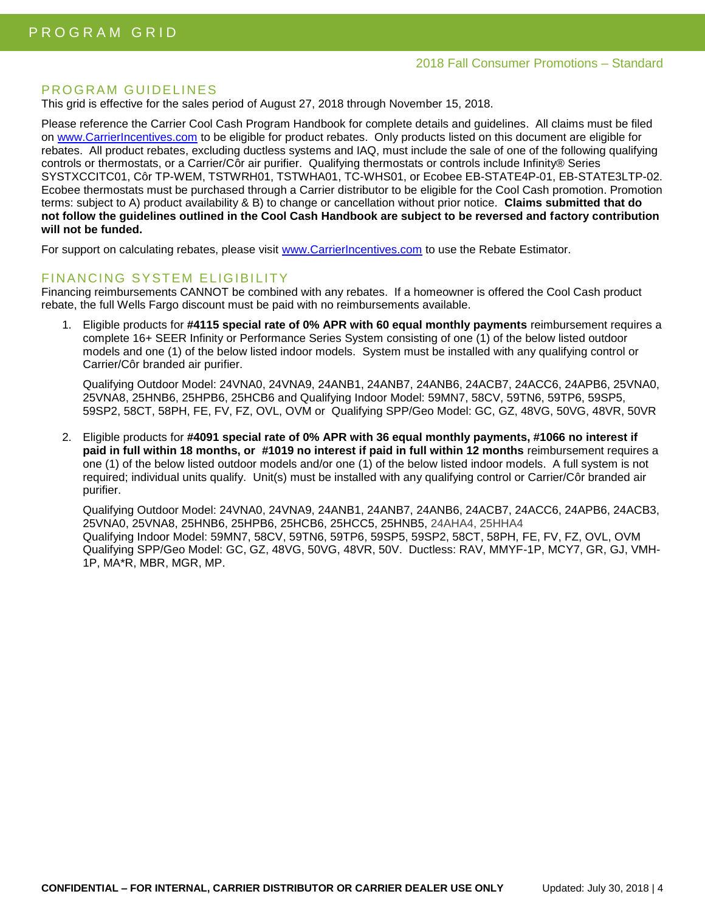# PROGRAM GRID

2018 Fall Consumer Promotions – Standard

## PROGRAM GUIDELINES

This grid is effective for the sales period of August 27, 2018 through November 15, 2018.

Please reference the Carrier Cool Cash Program Handbook for complete details and guidelines. All claims must be filed on www.CarrierIncentives.com to be eligible for product rebates. Only products listed on this document are eligible for rebates. All product rebates, excluding ductless systems and IAQ, must include the sale of one of the following qualifying controls or thermostats, or a Carrier/Côr air purifier. Qualifying thermostats or controls include Infinity® Series SYSTXCCITC01, Côr TP-WEM, TSTWRH01, TSTWHA01, TC-WHS01, or Ecobee EB-STATE4P-01, EB-STATE3LTP-02. Ecobee thermostats must be purchased through a Carrier distributor to be eligible for the Cool Cash promotion. Promotion terms: subject to A) product availability & B) to change or cancellation without prior notice. **Claims submitted that do not follow the guidelines outlined in the Cool Cash Handbook are subject to be reversed and factory contribution will not be funded.**

For support on calculating rebates, please visit www.CarrierIncentives.com to use the Rebate Estimator.

## FINANCING SYSTEM ELIGIBILITY

Financing reimbursements CANNOT be combined with any rebates. If a homeowner is offered the Cool Cash product rebate, the full Wells Fargo discount must be paid with no reimbursements available.

1. Eligible products for **#4115 special rate of 0% APR with 60 equal monthly payments** reimbursement requires a complete 16+ SEER Infinity or Performance Series System consisting of one (1) of the below listed outdoor models and one (1) of the below listed indoor models. System must be installed with any qualifying control or Carrier/Côr branded air purifier.

   Qualifying Outdoor Model: 24VNA0, 24VNA9, 24ANB1, 24ANB7, 24ANB6, 24ACB7, 24ACC6, 24APB6, 25VNA0, 25VNA8, 25HNB6, 25HPB6, 25HCB6 and Qualifying Indoor Model: 59MN7, 58CV, 59TN6, 59TP6, 59SP5, 59SP2, 58CT, 58PH, FE, FV, FZ, OVL, OVM or Qualifying SPP/Geo Model: GC, GZ, 48VG, 50VG, 48VR, 50VR

2. Eligible products for **#4091 special rate of 0% APR with 36 equal monthly payments, #1066 no interest if paid in full within 18 months, or #1019 no interest if paid in full within 12 months** reimbursement requires a one (1) of the below listed outdoor models and/or one (1) of the below listed indoor models. A full system is not required; individual units qualify. Unit(s) must be installed with any qualifying control or Carrier/Côr branded air purifier.

   Qualifying Outdoor Model: 24VNA0, 24VNA9, 24ANB1, 24ANB7, 24ANB6, 24ACB7, 24ACC6, 24APB6, 24ACB3, 25VNA0, 25VNA8, 25HNB6, 25HPB6, 25HCB6, 25HCC5, 25HNB5, 24AHA4, 25HHA4
   Qualifying Indoor Model: 59MN7, 58CV, 59TN6, 59TP6, 59SP5, 59SP2, 58CT, 58PH, FE, FV, FZ, OVL, OVM
   Qualifying SPP/Geo Model: GC, GZ, 48VG, 50VG, 48VR, 50V. Ductless: RAV, MMYF-1P, MCY7, GR, GJ, VMH-1P, MA*R, MBR, MGR, MP.

**CONFIDENTIAL – FOR INTERNAL, CARRIER DISTRIBUTOR OR CARRIER DEALER USE ONLY** Updated: July 30, 2018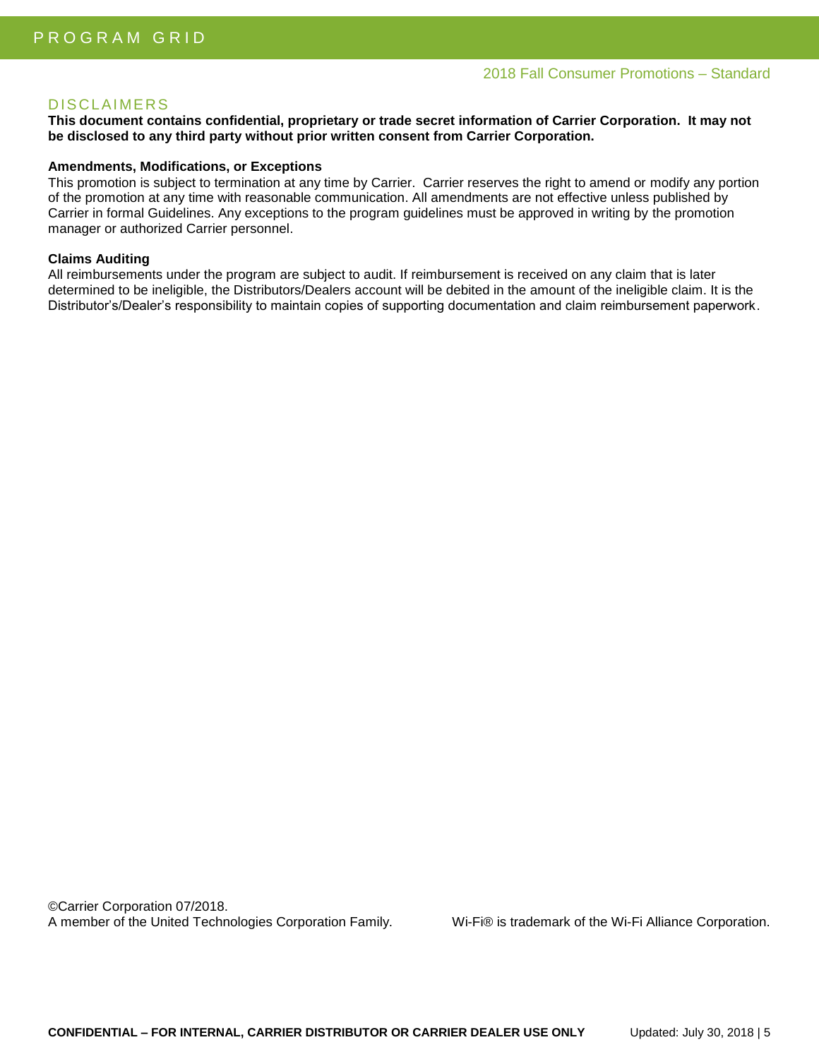## DISCLAIMERS

**This document contains confidential, proprietary or trade secret information of Carrier Corporation. It may not be disclosed to any third party without prior written consent from Carrier Corporation.**

**Amendments, Modifications, or Exceptions**

This promotion is subject to termination at any time by Carrier. Carrier reserves the right to amend or modify any portion of the promotion at any time with reasonable communication. All amendments are not effective unless published by Carrier in formal Guidelines. Any exceptions to the program guidelines must be approved in writing by the promotion manager or authorized Carrier personnel.

**Claims Auditing**

All reimbursements under the program are subject to audit. If reimbursement is received on any claim that is later determined to be ineligible, the Distributors/Dealers account will be debited in the amount of the ineligible claim. It is the Distributor's/Dealer's responsibility to maintain copies of supporting documentation and claim reimbursement paperwork.

©Carrier Corporation 07/2018.
A member of the United Technologies Corporation Family. Wi-Fi® is trademark of the Wi-Fi Alliance Corporation.